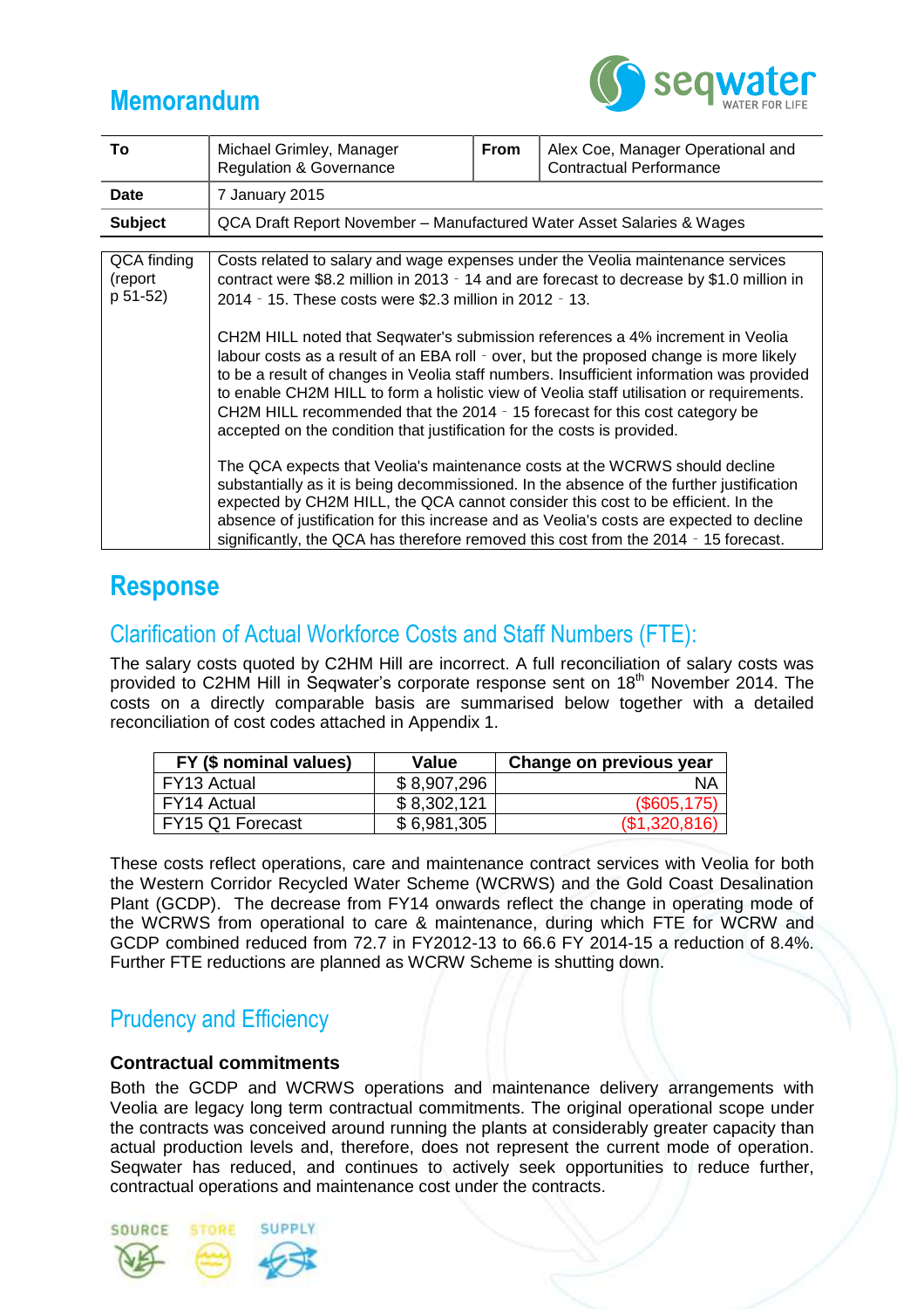# Memorandum

| To | Michael Grimley, Manager Regulation & Governance | From | Alex Coe, Manager Operational and Contractual Performance |
|---|---|---|---|
| Date | 7 January 2015 | | |
| Subject | QCA Draft Report November – Manufactured Water Asset Salaries & Wages | | |

| QCA finding (report p 51-52) | Costs related to salary and wage expenses under the Veolia maintenance services contract were $8.2 million in 2013 - 14 and are forecast to decrease by $1.0 million in 2014 - 15. These costs were $2.3 million in 2012 - 13.<br><br>CH2M HILL noted that Seqwater's submission references a 4% increment in Veolia labour costs as a result of an EBA roll - over, but the proposed change is more likely to be a result of changes in Veolia staff numbers. Insufficient information was provided to enable CH2M HILL to form a holistic view of Veolia staff utilisation or requirements. CH2M HILL recommended that the 2014 - 15 forecast for this cost category be accepted on the condition that justification for the costs is provided.<br><br>The QCA expects that Veolia's maintenance costs at the WCRWS should decline substantially as it is being decommissioned. In the absence of the further justification expected by CH2M HILL, the QCA cannot consider this cost to be efficient. In the absence of justification for this increase and as Veolia's costs are expected to decline significantly, the QCA has therefore removed this cost from the 2014 - 15 forecast. |
|---|---|

## Response

### Clarification of Actual Workforce Costs and Staff Numbers (FTE):

The salary costs quoted by C2HM Hill are incorrect. A full reconciliation of salary costs was provided to C2HM Hill in Seqwater's corporate response sent on 18th November 2014. The costs on a directly comparable basis are summarised below together with a detailed reconciliation of cost codes attached in Appendix 1.

| FY ($ nominal values) | Value | Change on previous year |
|---|---|---|
| FY13 Actual | $ 8,907,296 | NA |
| FY14 Actual | $ 8,302,121 | ($605,175) |
| FY15 Q1 Forecast | $ 6,981,305 | ($1,320,816) |

These costs reflect operations, care and maintenance contract services with Veolia for both the Western Corridor Recycled Water Scheme (WCRWS) and the Gold Coast Desalination Plant (GCDP). The decrease from FY14 onwards reflect the change in operating mode of the WCRWS from operational to care & maintenance, during which FTE for WCRW and GCDP combined reduced from 72.7 in FY2012-13 to 66.6 FY 2014-15 a reduction of 8.4%. Further FTE reductions are planned as WCRW Scheme is shutting down.

### Prudency and Efficiency

**Contractual commitments**

Both the GCDP and WCRWS operations and maintenance delivery arrangements with Veolia are legacy long term contractual commitments. The original operational scope under the contracts was conceived around running the plants at considerably greater capacity than actual production levels and, therefore, does not represent the current mode of operation. Seqwater has reduced, and continues to actively seek opportunities to reduce further, contractual operations and maintenance cost under the contracts.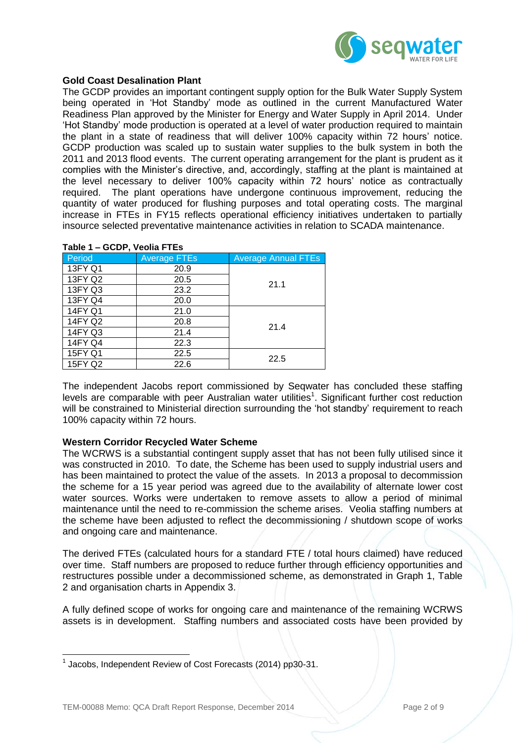**Gold Coast Desalination Plant**

The GCDP provides an important contingent supply option for the Bulk Water Supply System being operated in 'Hot Standby' mode as outlined in the current Manufactured Water Readiness Plan approved by the Minister for Energy and Water Supply in April 2014. Under 'Hot Standby' mode production is operated at a level of water production required to maintain the plant in a state of readiness that will deliver 100% capacity within 72 hours' notice. GCDP production was scaled up to sustain water supplies to the bulk system in both the 2011 and 2013 flood events. The current operating arrangement for the plant is prudent as it complies with the Minister's directive, and, accordingly, staffing at the plant is maintained at the level necessary to deliver 100% capacity within 72 hours' notice as contractually required. The plant operations have undergone continuous improvement, reducing the quantity of water produced for flushing purposes and total operating costs. The marginal increase in FTEs in FY15 reflects operational efficiency initiatives undertaken to partially insource selected preventative maintenance activities in relation to SCADA maintenance.

**Table 1 – GCDP, Veolia FTEs**

| Period | Average FTEs | Average Annual FTEs |
|---|---|---|
| 13FY Q1 | 20.9 | 21.1 |
| 13FY Q2 | 20.5 | |
| 13FY Q3 | 23.2 | |
| 13FY Q4 | 20.0 | |
| 14FY Q1 | 21.0 | 21.4 |
| 14FY Q2 | 20.8 | |
| 14FY Q3 | 21.4 | |
| 14FY Q4 | 22.3 | |
| 15FY Q1 | 22.5 | 22.5 |
| 15FY Q2 | 22.6 | |

The independent Jacobs report commissioned by Seqwater has concluded these staffing levels are comparable with peer Australian water utilities[1]. Significant further cost reduction will be constrained to Ministerial direction surrounding the 'hot standby' requirement to reach 100% capacity within 72 hours.

**Western Corridor Recycled Water Scheme**

The WCRWS is a substantial contingent supply asset that has not been fully utilised since it was constructed in 2010. To date, the Scheme has been used to supply industrial users and has been maintained to protect the value of the assets. In 2013 a proposal to decommission the scheme for a 15 year period was agreed due to the availability of alternate lower cost water sources. Works were undertaken to remove assets to allow a period of minimal maintenance until the need to re-commission the scheme arises. Veolia staffing numbers at the scheme have been adjusted to reflect the decommissioning / shutdown scope of works and ongoing care and maintenance.

The derived FTEs (calculated hours for a standard FTE / total hours claimed) have reduced over time. Staff numbers are proposed to reduce further through efficiency opportunities and restructures possible under a decommissioned scheme, as demonstrated in Graph 1, Table 2 and organisation charts in Appendix 3.

A fully defined scope of works for ongoing care and maintenance of the remaining WCRWS assets is in development. Staffing numbers and associated costs have been provided by

[1] Jacobs, Independent Review of Cost Forecasts (2014) pp30-31.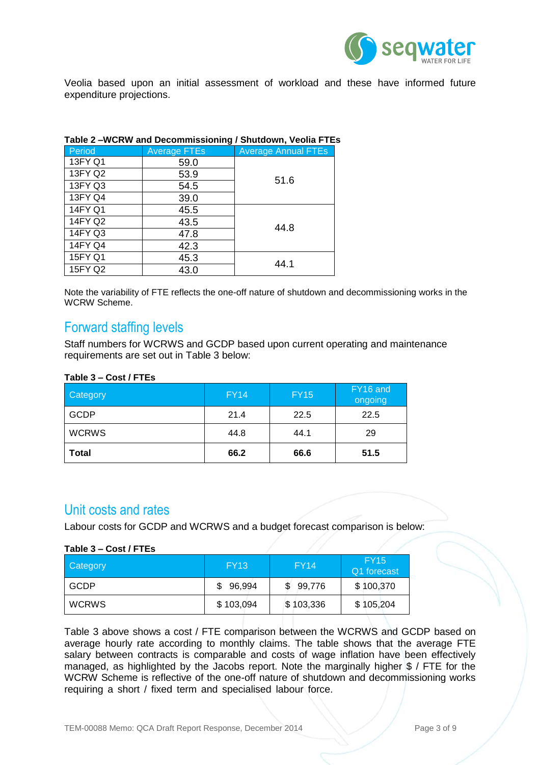Veolia based upon an initial assessment of workload and these have informed future expenditure projections.

**Table 2 –WCRW and Decommissioning / Shutdown, Veolia FTEs**

| Period | Average FTEs | Average Annual FTEs |
|---|---|---|
| 13FY Q1 | 59.0 | 51.6 |
| 13FY Q2 | 53.9 | |
| 13FY Q3 | 54.5 | |
| 13FY Q4 | 39.0 | |
| 14FY Q1 | 45.5 | 44.8 |
| 14FY Q2 | 43.5 | |
| 14FY Q3 | 47.8 | |
| 14FY Q4 | 42.3 | |
| 15FY Q1 | 45.3 | 44.1 |
| 15FY Q2 | 43.0 | |

Note the variability of FTE reflects the one-off nature of shutdown and decommissioning works in the WCRW Scheme.

## Forward staffing levels

Staff numbers for WCRWS and GCDP based upon current operating and maintenance requirements are set out in Table 3 below:

**Table 3 – Cost / FTEs**

| Category | FY14 | FY15 | FY16 and ongoing |
|---|---|---|---|
| GCDP | 21.4 | 22.5 | 22.5 |
| WCRWS | 44.8 | 44.1 | 29 |
| **Total** | **66.2** | **66.6** | **51.5** |

## Unit costs and rates

Labour costs for GCDP and WCRWS and a budget forecast comparison is below:

**Table 3 – Cost / FTEs**

| Category | FY13 | FY14 | FY15 Q1 forecast |
|---|---|---|---|
| GCDP | $ 96,994 | $ 99,776 | $ 100,370 |
| WCRWS | $ 103,094 | $ 103,336 | $ 105,204 |

Table 3 above shows a cost / FTE comparison between the WCRWS and GCDP based on average hourly rate according to monthly claims. The table shows that the average FTE salary between contracts is comparable and costs of wage inflation have been effectively managed, as highlighted by the Jacobs report. Note the marginally higher $ / FTE for the WCRW Scheme is reflective of the one-off nature of shutdown and decommissioning works requiring a short / fixed term and specialised labour force.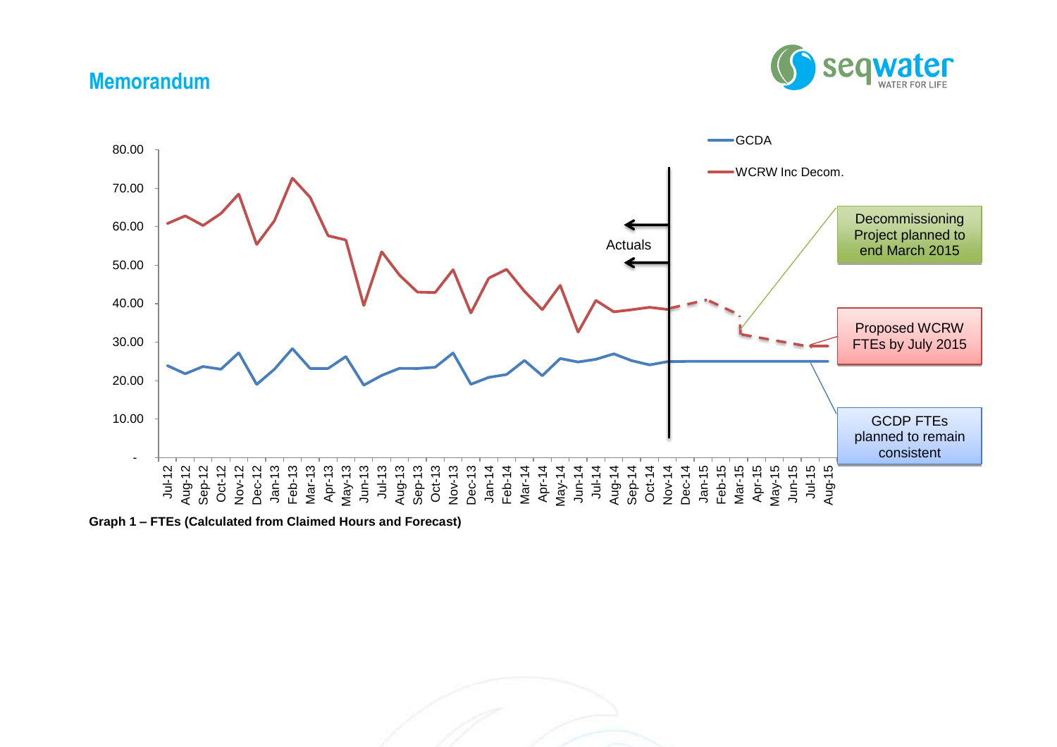# Memorandum

Graph 1 – FTEs (Calculated from Claimed Hours and Forecast)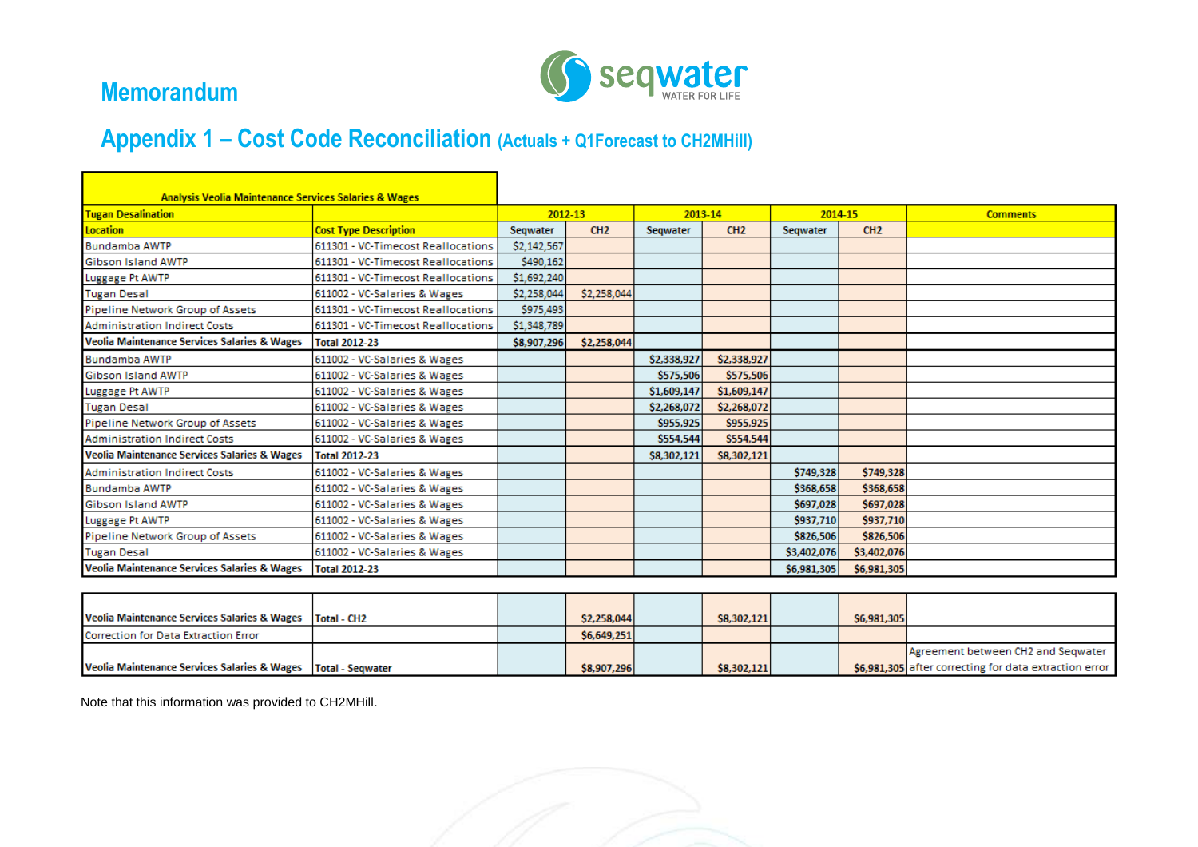# Memorandum

## Appendix 1 – Cost Code Reconciliation (Actuals + Q1Forecast to CH2MHill)

| Analysis Veolia Maintenance Services Salaries & Wages | | | | | | | | |
|---|---|---|---|---|---|---|---|---|
| **Tugan Desalination** | | **2012-13** | | **2013-14** | | **2014-15** | | **Comments** |
| **Location** | **Cost Type Description** | **Seqwater** | **CH2** | **Seqwater** | **CH2** | **Seqwater** | **CH2** | |
| Bundamba AWTP | 611301 - VC-Timecost Reallocations | $2,142,567 | | | | | | |
| Gibson Island AWTP | 611301 - VC-Timecost Reallocations | $490,162 | | | | | | |
| Luggage Pt AWTP | 611301 - VC-Timecost Reallocations | $1,692,240 | | | | | | |
| Tugan Desal | 611002 - VC-Salaries & Wages | $2,258,044 | $2,258,044 | | | | | |
| Pipeline Network Group of Assets | 611301 - VC-Timecost Reallocations | $975,493 | | | | | | |
| Administration Indirect Costs | 611301 - VC-Timecost Reallocations | $1,348,789 | | | | | | |
| **Veolia Maintenance Services Salaries & Wages** | **Total 2012-23** | **$8,907,296** | **$2,258,044** | | | | | |
| Bundamba AWTP | 611002 - VC-Salaries & Wages | | | $2,338,927 | $2,338,927 | | | |
| Gibson Island AWTP | 611002 - VC-Salaries & Wages | | | $575,506 | $575,506 | | | |
| Luggage Pt AWTP | 611002 - VC-Salaries & Wages | | | $1,609,147 | $1,609,147 | | | |
| Tugan Desal | 611002 - VC-Salaries & Wages | | | $2,268,072 | $2,268,072 | | | |
| Pipeline Network Group of Assets | 611002 - VC-Salaries & Wages | | | $955,925 | $955,925 | | | |
| Administration Indirect Costs | 611002 - VC-Salaries & Wages | | | $554,544 | $554,544 | | | |
| **Veolia Maintenance Services Salaries & Wages** | **Total 2012-23** | | | **$8,302,121** | **$8,302,121** | | | |
| Administration Indirect Costs | 611002 - VC-Salaries & Wages | | | | | $749,328 | $749,328 | |
| Bundamba AWTP | 611002 - VC-Salaries & Wages | | | | | $368,658 | $368,658 | |
| Gibson Island AWTP | 611002 - VC-Salaries & Wages | | | | | $697,028 | $697,028 | |
| Luggage Pt AWTP | 611002 - VC-Salaries & Wages | | | | | $937,710 | $937,710 | |
| Pipeline Network Group of Assets | 611002 - VC-Salaries & Wages | | | | | $826,506 | $826,506 | |
| Tugan Desal | 611002 - VC-Salaries & Wages | | | | | $3,402,076 | $3,402,076 | |
| **Veolia Maintenance Services Salaries & Wages** | **Total 2012-23** | | | | | **$6,981,305** | **$6,981,305** | |

| | | | | | | | | |
|---|---|---|---|---|---|---|---|---|
| **Veolia Maintenance Services Salaries & Wages** | **Total - CH2** | | **$2,258,044** | | **$8,302,121** | | **$6,981,305** | |
| Correction for Data Extraction Error | | | **$6,649,251** | | | | | |
| **Veolia Maintenance Services Salaries & Wages** | **Total - Seqwater** | | **$8,907,296** | | **$8,302,121** | | **$6,981,305** | Agreement between CH2 and Seqwater after correcting for data extraction error |

Note that this information was provided to CH2MHill.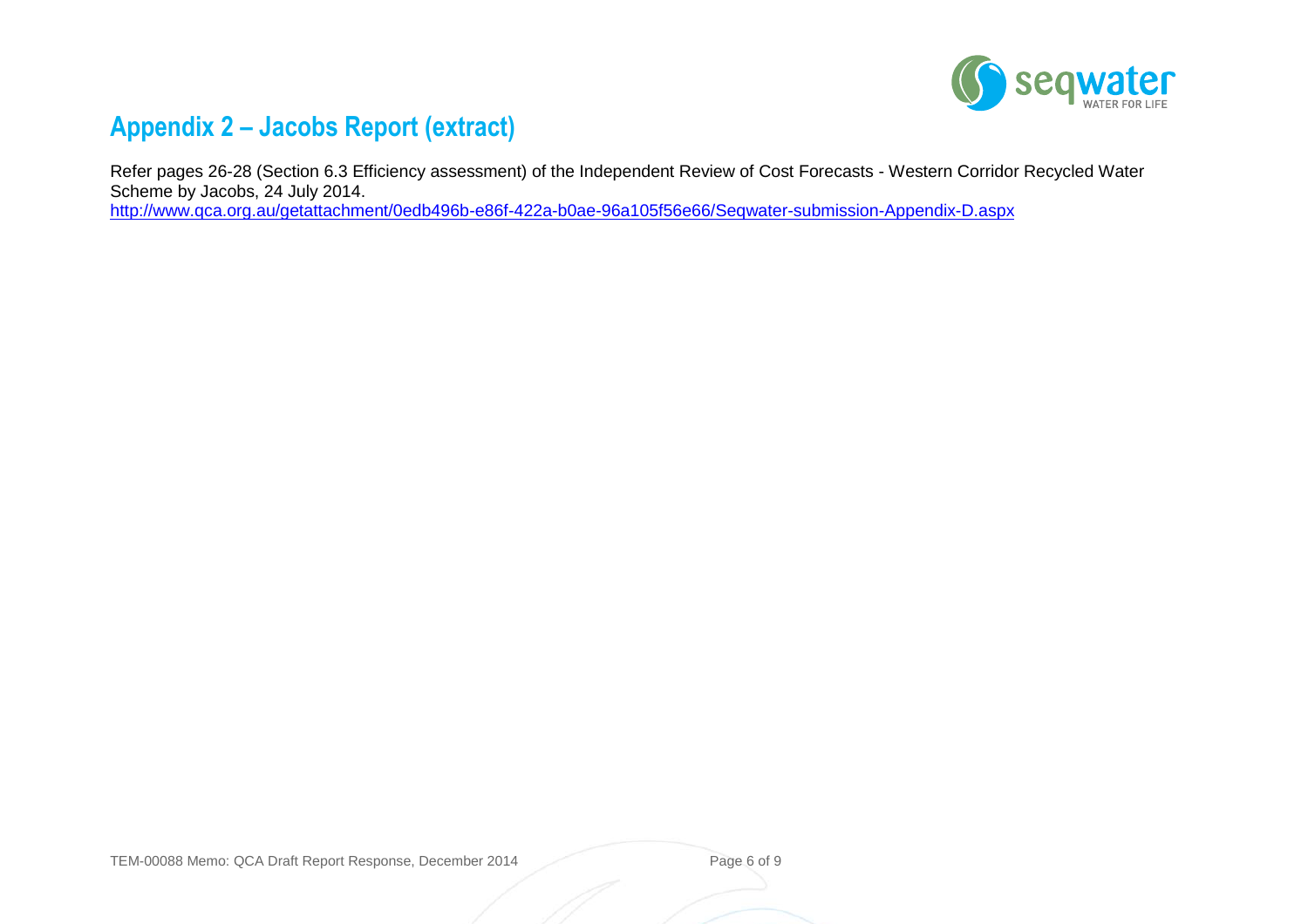## Appendix 2 – Jacobs Report (extract)

Refer pages 26-28 (Section 6.3 Efficiency assessment) of the Independent Review of Cost Forecasts - Western Corridor Recycled Water Scheme by Jacobs, 24 July 2014.

[http://www.qca.org.au/getattachment/0edb496b-e86f-422a-b0ae-96a105f56e66/Seqwater-submission-Appendix-D.aspx](http://www.qca.org.au/getattachment/0edb496b-e86f-422a-b0ae-96a105f56e66/Seqwater-submission-Appendix-D.aspx)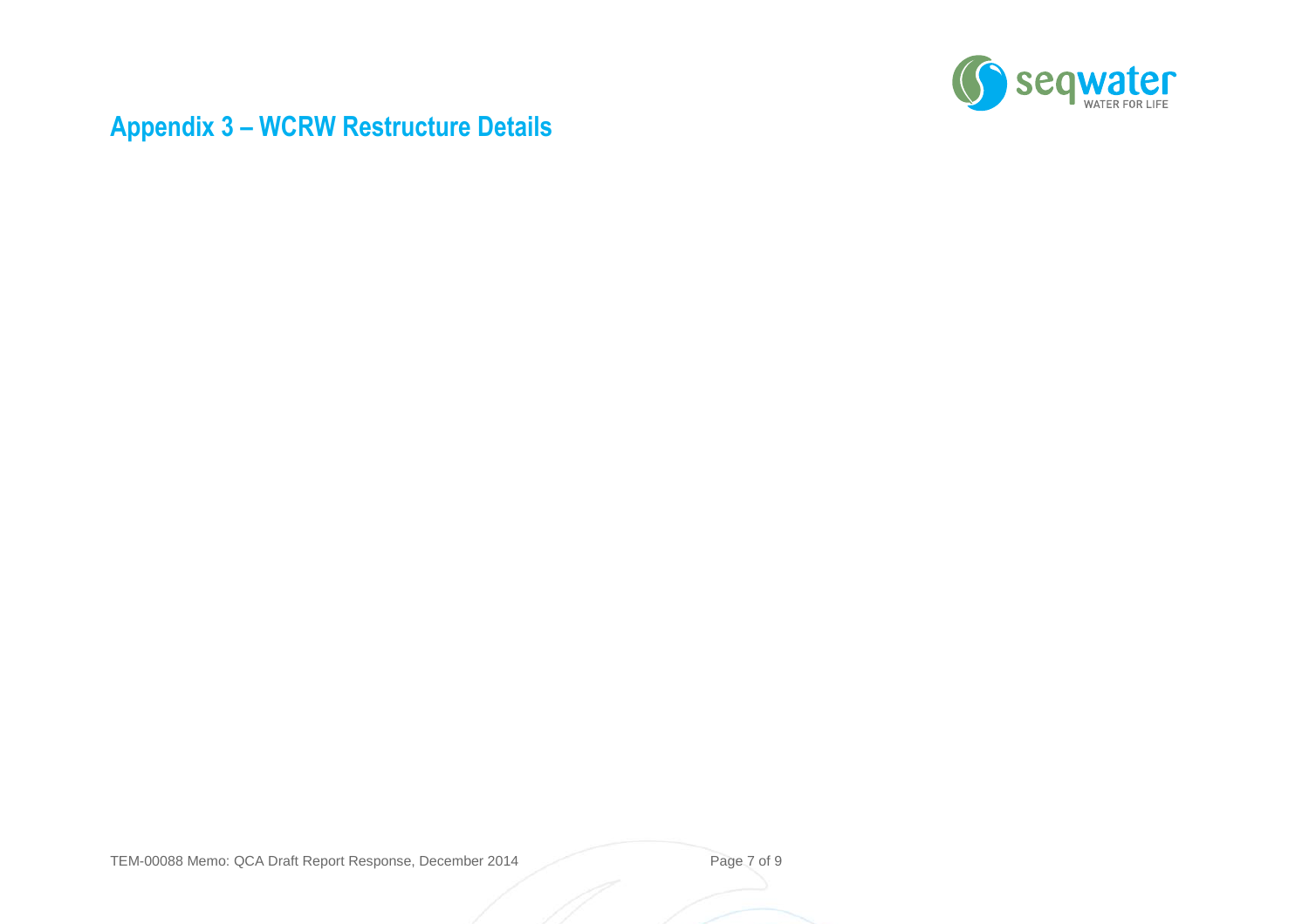# Appendix 3 – WCRW Restructure Details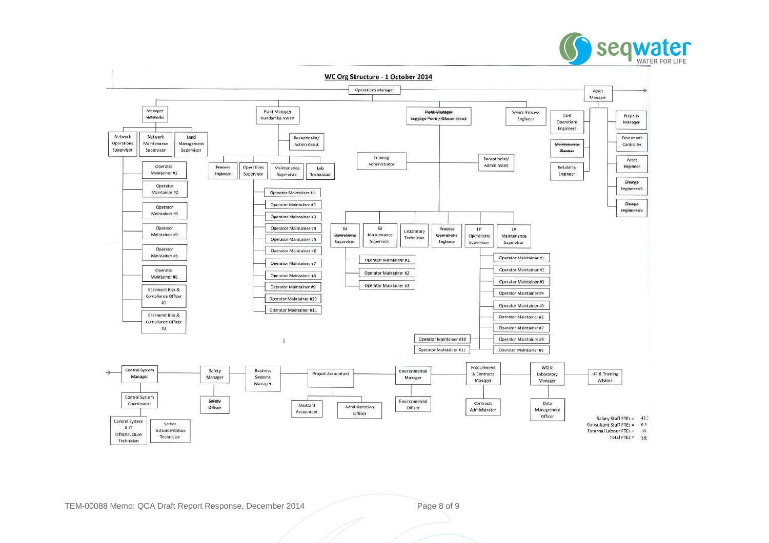## WC Org Structure - 1 October 2014

**Operations Manager**

- ~~Manager Networks~~
  - Network Operations Supervisor
  - Network Maintenance Supervisor
  - Land Management Supervisor
  - Operator Maintainer #1
  - Operator Maintainer #2
  - Operator Maintainer #3
  - Operator Maintainer #4
  - Operator Maintainer #5
  - Operator Maintainer #6
  - Easement Risk & Compliance Officer #1
  - Easement Risk & Compliance Officer #2
- Plant Manager Bundamba AWTP
  - Receptionist/ Admin Assist
  - ~~Process Engineer~~
  - Operations Supervisor
    - Operator Maintainer #1
    - Operator Maintainer #2
    - Operator Maintainer #3
    - Operator Maintainer #4
    - Operator Maintainer #5
    - Operator Maintainer #6
    - Operator Maintainer #7
    - Operator Maintainer #8
    - Operator Maintainer #9
    - Operator Maintainer #10
    - Operator Maintainer #11
  - Maintenance Supervisor
  - ~~Lab Technician~~
- ~~Plant Manager Luggage Point / Gibson Island~~
  - Training Administrator
  - Receptionist/ Admin Assist
  - ~~GI Operations Supervisor~~
  - GI Maintenance Supervisor
    - Operator Maintainer #1
    - Operator Maintainer #2
    - Operator Maintainer #3
  - Laboratory Technician
  - ~~Process Operations Engineer~~
  - LP Operations Supervisor
    - Operator Maintainer #1
    - Operator Maintainer #2
    - Operator Maintainer #3
    - Operator Maintainer #4
    - Operator Maintainer #5
    - Operator Maintainer #6
    - Operator Maintainer #7
    - Operator Maintainer #8
    - Operator Maintainer #9
    - Operator Maintainer #10
    - Operator Maintainer #11
  - LP Maintenance Supervisor
- Senior Process Engineer
- Asset Manager
  - Civil Operations Engineers
  - ~~Maintenance Planner~~
  - Reliability Engineer
  - ~~Projects Manager~~
  - Document Controller
  - ~~Asset Engineer~~
  - ~~Change Engineer #1~~
  - ~~Change Engineer #2~~
- ~~Control System Manager~~
  - Control System Coordinator
  - Control System & IT Infrastructure Technician
  - Senior Instrumentation Technician
- Safety Manager
  - ~~Safety Officer~~
- Business Systems Manager
- Project Accountant
  - Assistant Accountant
  - Administration Officer
- Environmental Manager
  - Environmental Officer
- Procurement & Contracts Manager
  - Contracts Administrator
- WQ & Laboratory Manager
  - Data Management Officer
- HR & Training Adviser

| | |
|---|---|
| Salary Staff FTEs = | 41.? |
| Consultant Staff FTEs = | 0.5 |
| External Labour FTEs = | 18 |
| Total FTEs = | 59.? |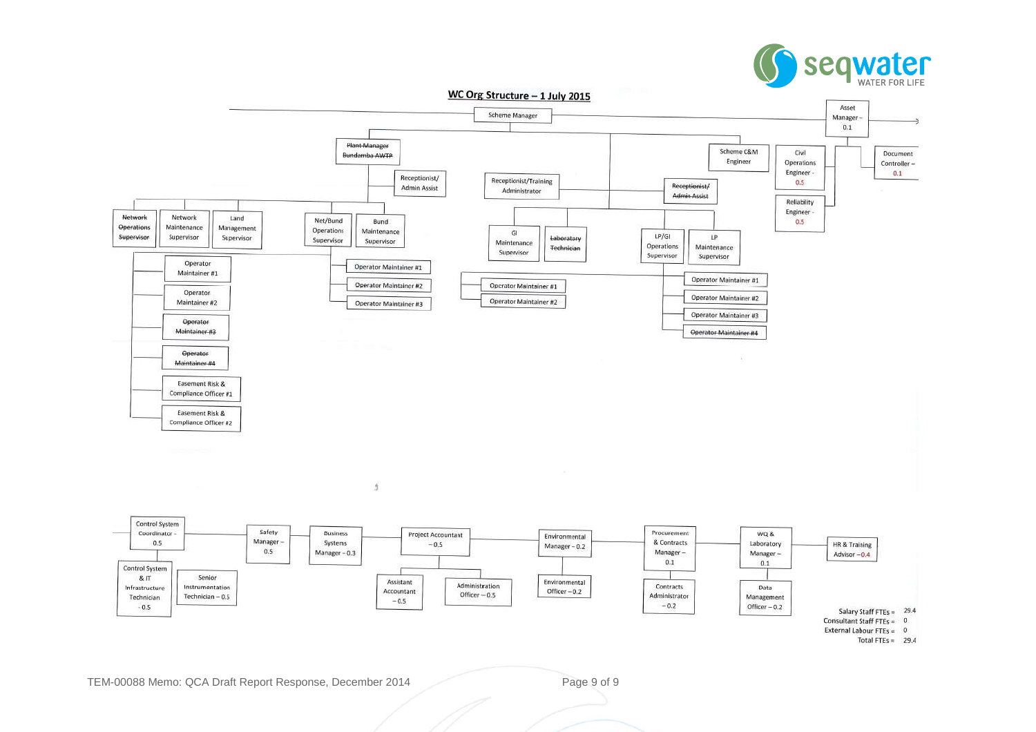## WC Org Structure – 1 July 2015

Scheme Manager

Asset Manager – 0.1

~~Plant Manager Bundamba AWTP~~

Receptionist/ Admin Assist

Receptionist/Training Administrator

~~Receptionist/ Admin Assist~~

Scheme C&M Engineer

Civil Operations Engineer - 0.5

Reliability Engineer - 0.5

Document Controller – 0.1

~~Network Operations Supervisor~~

Network Maintenance Supervisor

Land Management Supervisor

Operator Maintainer #1

Operator Maintainer #2

~~Operator Maintainer #3~~

~~Operator Maintainer #4~~

Easement Risk & Compliance Officer #1

Easement Risk & Compliance Officer #2

Net/Bund Operations Supervisor

Bund Maintenance Supervisor

Operator Maintainer #1

Operator Maintainer #2

Operator Maintainer #3

GI Maintenance Supervisor

~~Laboratory Technician~~

Operator Maintainer #1

Operator Maintainer #2

LP/GI Operations Supervisor

LP Maintenance Supervisor

Operator Maintainer #1

Operator Maintainer #2

Operator Maintainer #3

~~Operator Maintainer #4~~

Control System Coordinator - 0.5

Control System & IT Infrastructure Technician - 0.5

Senior Instrumentation Technician – 0.5

Safety Manager – 0.5

Business Systems Manager – 0.3

Project Accountant – 0.5

Assistant Accountant – 0.5

Administration Officer – 0.5

Environmental Manager – 0.2

Environmental Officer – 0.2

Procurement & Contracts Manager – 0.1

Contracts Administrator – 0.2

WQ & Laboratory Manager – 0.1

Data Management Officer – 0.2

HR & Training Advisor – 0.4

Salary Staff FTEs = 29.4
Consultant Staff FTEs = 0
External Labour FTEs = 0
Total FTEs = 29.4